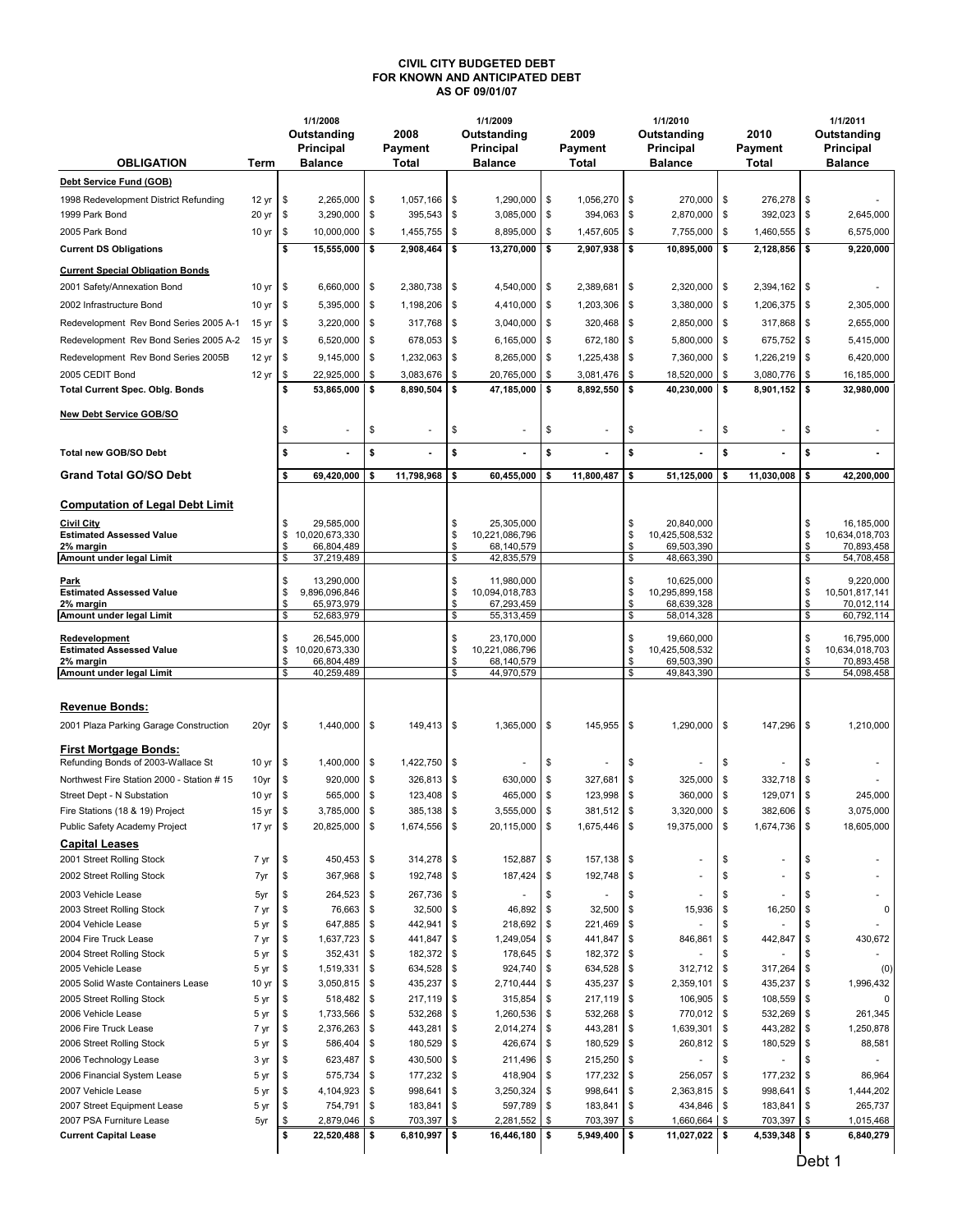**CIVIL CITY BUDGETED DEBT**
**FOR KNOWN AND ANTICIPATED DEBT**
**AS OF 09/01/07**

| OBLIGATION | Term | 1/1/2008 Outstanding Principal Balance | 2008 Payment Total | 1/1/2009 Outstanding Principal Balance | 2009 Payment Total | 1/1/2010 Outstanding Principal Balance | 2010 Payment Total | 1/1/2011 Outstanding Principal Balance |
|---|---|---|---|---|---|---|---|---|
| **Debt Service Fund (GOB)** | | | | | | | | |
| 1998 Redevelopment District Refunding | 12 yr | $ 2,265,000 | $ 1,057,166 | $ 1,290,000 | $ 1,056,270 | $ 270,000 | $ 276,278 | $ - |
| 1999 Park Bond | 20 yr | $ 3,290,000 | $ 395,543 | $ 3,085,000 | $ 394,063 | $ 2,870,000 | $ 392,023 | $ 2,645,000 |
| 2005 Park Bond | 10 yr | $ 10,000,000 | $ 1,455,755 | $ 8,895,000 | $ 1,457,605 | $ 7,755,000 | $ 1,460,555 | $ 6,575,000 |
| **Current DS Obligations** | | **$ 15,555,000** | **$ 2,908,464** | **$ 13,270,000** | **$ 2,907,938** | **$ 10,895,000** | **$ 2,128,856** | **$ 9,220,000** |
| **Current Special Obligation Bonds** | | | | | | | | |
| 2001 Safety/Annexation Bond | 10 yr | $ 6,660,000 | $ 2,380,738 | $ 4,540,000 | $ 2,389,681 | $ 2,320,000 | $ 2,394,162 | $ - |
| 2002 Infrastructure Bond | 10 yr | $ 5,395,000 | $ 1,198,206 | $ 4,410,000 | $ 1,203,306 | $ 3,380,000 | $ 1,206,375 | $ 2,305,000 |
| Redevelopment Rev Bond Series 2005 A-1 | 15 yr | $ 3,220,000 | $ 317,768 | $ 3,040,000 | $ 320,468 | $ 2,850,000 | $ 317,868 | $ 2,655,000 |
| Redevelopment Rev Bond Series 2005 A-2 | 15 yr | $ 6,520,000 | $ 678,053 | $ 6,165,000 | $ 672,180 | $ 5,800,000 | $ 675,752 | $ 5,415,000 |
| Redevelopment Rev Bond Series 2005B | 12 yr | $ 9,145,000 | $ 1,232,063 | $ 8,265,000 | $ 1,225,438 | $ 7,360,000 | $ 1,226,219 | $ 6,420,000 |
| 2005 CEDIT Bond | 12 yr | $ 22,925,000 | $ 3,083,676 | $ 20,765,000 | $ 3,081,476 | $ 18,520,000 | $ 3,080,776 | $ 16,185,000 |
| **Total Current Spec. Oblg. Bonds** | | **$ 53,865,000** | **$ 8,890,504** | **$ 47,185,000** | **$ 8,892,550** | **$ 40,230,000** | **$ 8,901,152** | **$ 32,980,000** |
| **New Debt Service GOB/SO** | | | | | | | | |
| | | $ - | $ - | $ - | $ - | $ - | $ - | $ - |
| **Total new GOB/SO Debt** | | **$ -** | **$ -** | **$ -** | **$ -** | **$ -** | **$ -** | **$ -** |
| **Grand Total GO/SO Debt** | | **$ 69,420,000** | **$ 11,798,968** | **$ 60,455,000** | **$ 11,800,487** | **$ 51,125,000** | **$ 11,030,008** | **$ 42,200,000** |
| **Computation of Legal Debt Limit** | | | | | | | | |
| **Civil City** | | $ 29,585,000 | | $ 25,305,000 | | $ 20,840,000 | | $ 16,185,000 |
| **Estimated Assessed Value** | | $ 10,020,673,330 | | $ 10,221,086,796 | | $ 10,425,508,532 | | $ 10,634,018,703 |
| **2% margin** | | $ 66,804,489 | | $ 68,140,579 | | $ 69,503,390 | | $ 70,893,458 |
| **Amount under legal Limit** | | $ 37,219,489 | | $ 42,835,579 | | $ 48,663,390 | | $ 54,708,458 |
| **Park** | | $ 13,290,000 | | $ 11,980,000 | | $ 10,625,000 | | $ 9,220,000 |
| **Estimated Assessed Value** | | $ 9,896,096,846 | | $ 10,094,018,783 | | $ 10,295,899,158 | | $ 10,501,817,141 |
| **2% margin** | | $ 65,973,979 | | $ 67,293,459 | | $ 68,639,328 | | $ 70,012,114 |
| **Amount under legal Limit** | | $ 52,683,979 | | $ 55,313,459 | | $ 58,014,328 | | $ 60,792,114 |
| **Redevelopment** | | $ 26,545,000 | | $ 23,170,000 | | $ 19,660,000 | | $ 16,795,000 |
| **Estimated Assessed Value** | | $ 10,020,673,330 | | $ 10,221,086,796 | | $ 10,425,508,532 | | $ 10,634,018,703 |
| **2% margin** | | $ 66,804,489 | | $ 68,140,579 | | $ 69,503,390 | | $ 70,893,458 |
| **Amount under legal Limit** | | $ 40,259,489 | | $ 44,970,579 | | $ 49,843,390 | | $ 54,098,458 |
| **Revenue Bonds:** | | | | | | | | |
| 2001 Plaza Parking Garage Construction | 20yr | $ 1,440,000 | $ 149,413 | $ 1,365,000 | $ 145,955 | $ 1,290,000 | $ 147,296 | $ 1,210,000 |
| **First Mortgage Bonds:** | | | | | | | | |
| Refunding Bonds of 2003-Wallace St | 10 yr | $ 1,400,000 | $ 1,422,750 | $ - | $ - | $ - | $ - | $ - |
| Northwest Fire Station 2000 - Station # 15 | 10yr | $ 920,000 | $ 326,813 | $ 630,000 | $ 327,681 | $ 325,000 | $ 332,718 | $ - |
| Street Dept - N Substation | 10 yr | $ 565,000 | $ 123,408 | $ 465,000 | $ 123,998 | $ 360,000 | $ 129,071 | $ 245,000 |
| Fire Stations (18 & 19) Project | 15 yr | $ 3,785,000 | $ 385,138 | $ 3,555,000 | $ 381,512 | $ 3,320,000 | $ 382,606 | $ 3,075,000 |
| Public Safety Academy Project | 17 yr | $ 20,825,000 | $ 1,674,556 | $ 20,115,000 | $ 1,675,446 | $ 19,375,000 | $ 1,674,736 | $ 18,605,000 |
| **Capital Leases** | | | | | | | | |
| 2001 Street Rolling Stock | 7 yr | $ 450,453 | $ 314,278 | $ 152,887 | $ 157,138 | $ - | $ - | $ - |
| 2002 Street Rolling Stock | 7yr | $ 367,968 | $ 192,748 | $ 187,424 | $ 192,748 | $ - | $ - | $ - |
| 2003 Vehicle Lease | 5yr | $ 264,523 | $ 267,736 | $ - | $ - | $ - | $ - | $ - |
| 2003 Street Rolling Stock | 7 yr | $ 76,663 | $ 32,500 | $ 46,892 | $ 32,500 | $ 15,936 | $ 16,250 | $ 0 |
| 2004 Vehicle Lease | 5 yr | $ 647,885 | $ 442,941 | $ 218,692 | $ 221,469 | $ - | $ - | $ - |
| 2004 Fire Truck Lease | 7 yr | $ 1,637,723 | $ 441,847 | $ 1,249,054 | $ 441,847 | $ 846,861 | $ 442,847 | $ 430,672 |
| 2004 Street Rolling Stock | 5 yr | $ 352,431 | $ 182,372 | $ 178,645 | $ 182,372 | $ - | $ - | $ - |
| 2005 Vehicle Lease | 5 yr | $ 1,519,331 | $ 634,528 | $ 924,740 | $ 634,528 | $ 312,712 | $ 317,264 | $ (0) |
| 2005 Solid Waste Containers Lease | 10 yr | $ 3,050,815 | $ 435,237 | $ 2,710,444 | $ 435,237 | $ 2,359,101 | $ 435,237 | $ 1,996,432 |
| 2005 Street Rolling Stock | 5 yr | $ 518,482 | $ 217,119 | $ 315,854 | $ 217,119 | $ 106,905 | $ 108,559 | $ 0 |
| 2006 Vehicle Lease | 5 yr | $ 1,733,566 | $ 532,268 | $ 1,260,536 | $ 532,268 | $ 770,012 | $ 532,269 | $ 261,345 |
| 2006 Fire Truck Lease | 7 yr | $ 2,376,263 | $ 443,281 | $ 2,014,274 | $ 443,281 | $ 1,639,301 | $ 443,282 | $ 1,250,878 |
| 2006 Street Rolling Stock | 5 yr | $ 586,404 | $ 180,529 | $ 426,674 | $ 180,529 | $ 260,812 | $ 180,529 | $ 88,581 |
| 2006 Technology Lease | 3 yr | $ 623,487 | $ 430,500 | $ 211,496 | $ 215,250 | $ - | $ - | $ - |
| 2006 Financial System Lease | 5 yr | $ 575,734 | $ 177,232 | $ 418,904 | $ 177,232 | $ 256,057 | $ 177,232 | $ 86,964 |
| 2007 Vehicle Lease | 5 yr | $ 4,104,923 | $ 998,641 | $ 3,250,324 | $ 998,641 | $ 2,363,815 | $ 998,641 | $ 1,444,202 |
| 2007 Street Equipment Lease | 5 yr | $ 754,791 | $ 183,841 | $ 597,789 | $ 183,841 | $ 434,846 | $ 183,841 | $ 265,737 |
| 2007 PSA Furniture Lease | 5yr | $ 2,879,046 | $ 703,397 | $ 2,281,552 | $ 703,397 | $ 1,660,664 | $ 703,397 | $ 1,015,468 |
| **Current Capital Lease** | | **$ 22,520,488** | **$ 6,810,997** | **$ 16,446,180** | **$ 5,949,400** | **$ 11,027,022** | **$ 4,539,348** | **$ 6,840,279** |

Debt 1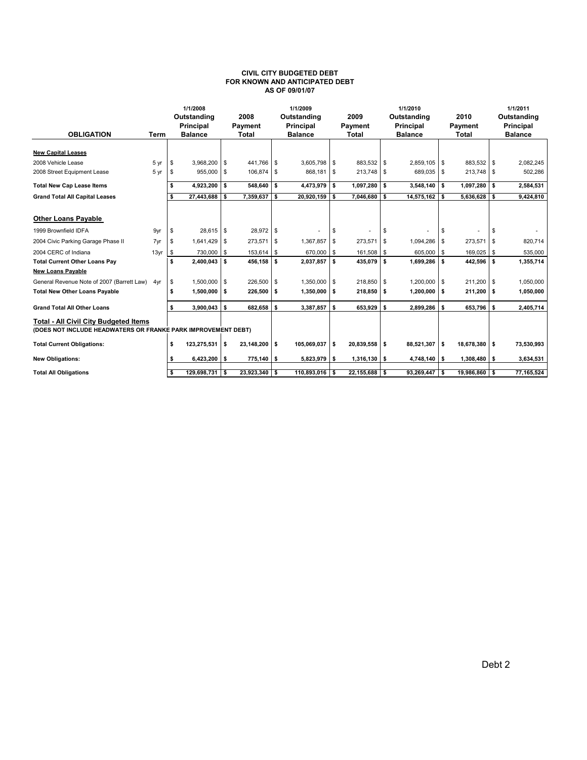**CIVIL CITY BUDGETED DEBT**
**FOR KNOWN AND ANTICIPATED DEBT**
**AS OF 09/01/07**

| OBLIGATION | Term | 1/1/2008 Outstanding Principal Balance | 2008 Payment Total | 1/1/2009 Outstanding Principal Balance | 2009 Payment Total | 1/1/2010 Outstanding Principal Balance | 2010 Payment Total | 1/1/2011 Outstanding Principal Balance |
|---|---|---|---|---|---|---|---|---|
| **New Capital Leases** | | | | | | | | |
| 2008 Vehicle Lease | 5 yr | $ 3,968,200 | $ 441,766 | $ 3,605,798 | $ 883,532 | $ 2,859,105 | $ 883,532 | $ 2,082,245 |
| 2008 Street Equipment Lease | 5 yr | $ 955,000 | $ 106,874 | $ 868,181 | $ 213,748 | $ 689,035 | $ 213,748 | $ 502,286 |
| **Total New Cap Lease Items** | | **$ 4,923,200** | **$ 548,640** | **$ 4,473,979** | **$ 1,097,280** | **$ 3,548,140** | **$ 1,097,280** | **$ 2,584,531** |
| **Grand Total All Capital Leases** | | **$ 27,443,688** | **$ 7,359,637** | **$ 20,920,159** | **$ 7,046,680** | **$ 14,575,162** | **$ 5,636,628** | **$ 9,424,810** |
| **Other Loans Payable** | | | | | | | | |
| 1999 Brownfield IDFA | 9yr | $ 28,615 | $ 28,972 | $ - | $ - | $ - | $ - | $ - |
| 2004 Civic Parking Garage Phase II | 7yr | $ 1,641,429 | $ 273,571 | $ 1,367,857 | $ 273,571 | $ 1,094,286 | $ 273,571 | $ 820,714 |
| 2004 CERC of Indiana | 13yr | $ 730,000 | $ 153,614 | $ 670,000 | $ 161,508 | $ 605,000 | $ 169,025 | $ 535,000 |
| **Total Current Other Loans Pay** | | **$ 2,400,043** | **$ 456,158** | **$ 2,037,857** | **$ 435,079** | **$ 1,699,286** | **$ 442,596** | **$ 1,355,714** |
| **New Loans Payable** | | | | | | | | |
| General Revenue Note of 2007 (Barrett Law) | 4yr | $ 1,500,000 | $ 226,500 | $ 1,350,000 | $ 218,850 | $ 1,200,000 | $ 211,200 | $ 1,050,000 |
| **Total New Other Loans Payable** | | **$ 1,500,000** | **$ 226,500** | **$ 1,350,000** | **$ 218,850** | **$ 1,200,000** | **$ 211,200** | **$ 1,050,000** |
| **Grand Total All Other Loans** | | **$ 3,900,043** | **$ 682,658** | **$ 3,387,857** | **$ 653,929** | **$ 2,899,286** | **$ 653,796** | **$ 2,405,714** |
| **Total - All Civil City Budgeted Items** (DOES NOT INCLUDE HEADWATERS OR FRANKE PARK IMPROVEMENT DEBT) | | | | | | | | |
| **Total Current Obligations:** | | **$ 123,275,531** | **$ 23,148,200** | **$ 105,069,037** | **$ 20,839,558** | **$ 88,521,307** | **$ 18,678,380** | **$ 73,530,993** |
| **New Obligations:** | | **$ 6,423,200** | **$ 775,140** | **$ 5,823,979** | **$ 1,316,130** | **$ 4,748,140** | **$ 1,308,480** | **$ 3,634,531** |
| **Total All Obligations** | | **$ 129,698,731** | **$ 23,923,340** | **$ 110,893,016** | **$ 22,155,688** | **$ 93,269,447** | **$ 19,986,860** | **$ 77,165,524** |

Debt 2